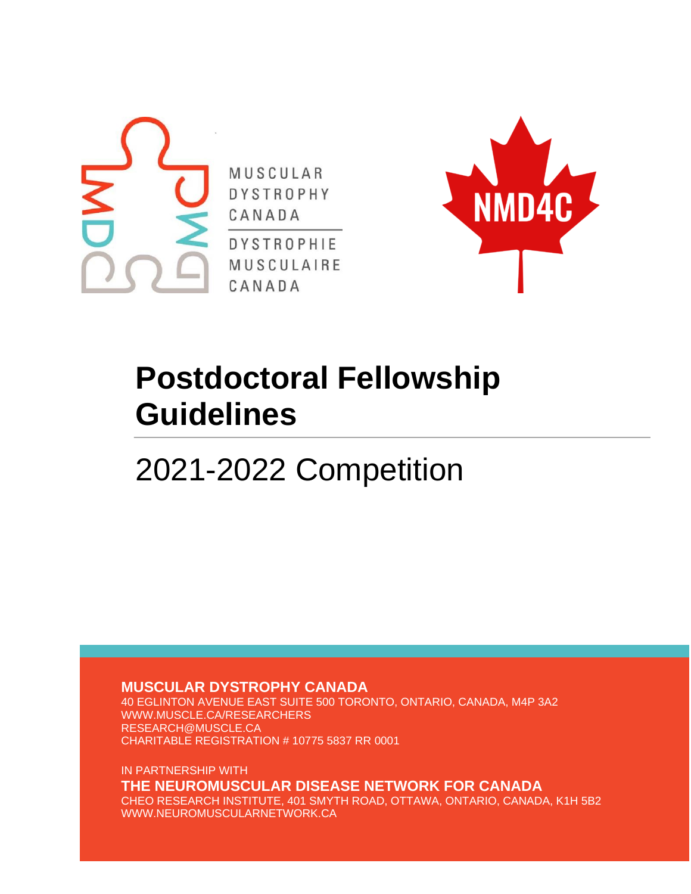MUSCULAR DYSTROPHY CANADA

DYSTROPHIE MUSCULAIRE CANADA

NMD4C

# Postdoctoral Fellowship Guidelines

## 2021-2022 Competition

**MUSCULAR DYSTROPHY CANADA**
40 EGLINTON AVENUE EAST SUITE 500 TORONTO, ONTARIO, CANADA, M4P 3A2
WWW.MUSCLE.CA/RESEARCHERS
RESEARCH@MUSCLE.CA
CHARITABLE REGISTRATION # 10775 5837 RR 0001

IN PARTNERSHIP WITH
**THE NEUROMUSCULAR DISEASE NETWORK FOR CANADA**
CHEO RESEARCH INSTITUTE, 401 SMYTH ROAD, OTTAWA, ONTARIO, CANADA, K1H 5B2
WWW.NEUROMUSCULARNETWORK.CA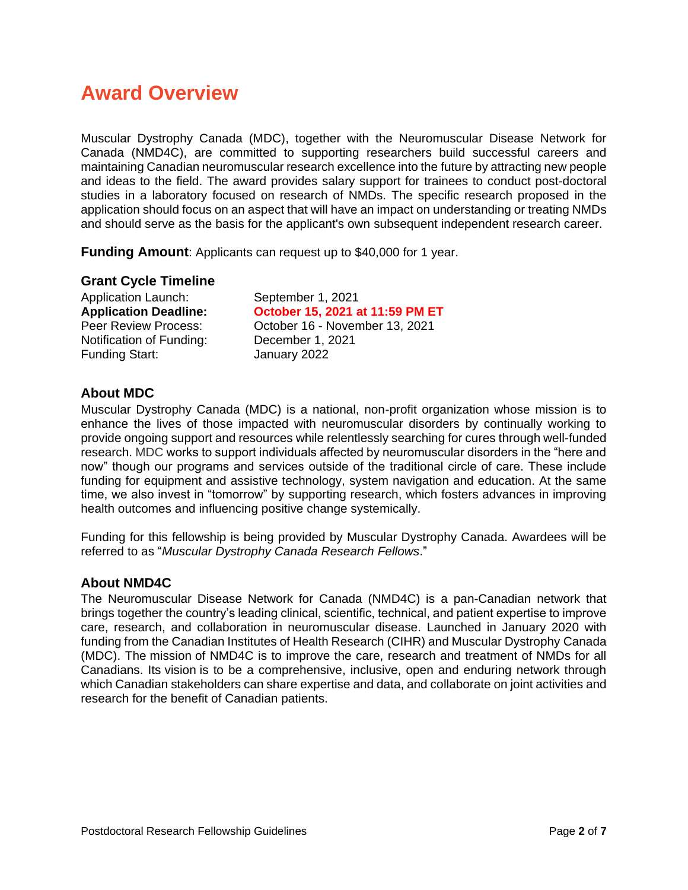# Award Overview

Muscular Dystrophy Canada (MDC), together with the Neuromuscular Disease Network for Canada (NMD4C), are committed to supporting researchers build successful careers and maintaining Canadian neuromuscular research excellence into the future by attracting new people and ideas to the field. The award provides salary support for trainees to conduct post-doctoral studies in a laboratory focused on research of NMDs. The specific research proposed in the application should focus on an aspect that will have an impact on understanding or treating NMDs and should serve as the basis for the applicant's own subsequent independent research career.

**Funding Amount**: Applicants can request up to $40,000 for 1 year.

### Grant Cycle Timeline

| | |
|---|---|
| Application Launch: | September 1, 2021 |
| **Application Deadline:** | **October 15, 2021 at 11:59 PM ET** |
| Peer Review Process: | October 16 - November 13, 2021 |
| Notification of Funding: | December 1, 2021 |
| Funding Start: | January 2022 |

### About MDC

Muscular Dystrophy Canada (MDC) is a national, non-profit organization whose mission is to enhance the lives of those impacted with neuromuscular disorders by continually working to provide ongoing support and resources while relentlessly searching for cures through well-funded research. MDC works to support individuals affected by neuromuscular disorders in the "here and now" though our programs and services outside of the traditional circle of care. These include funding for equipment and assistive technology, system navigation and education. At the same time, we also invest in "tomorrow" by supporting research, which fosters advances in improving health outcomes and influencing positive change systemically.

Funding for this fellowship is being provided by Muscular Dystrophy Canada. Awardees will be referred to as "*Muscular Dystrophy Canada Research Fellows*."

### About NMD4C

The Neuromuscular Disease Network for Canada (NMD4C) is a pan-Canadian network that brings together the country's leading clinical, scientific, technical, and patient expertise to improve care, research, and collaboration in neuromuscular disease. Launched in January 2020 with funding from the Canadian Institutes of Health Research (CIHR) and Muscular Dystrophy Canada (MDC). The mission of NMD4C is to improve the care, research and treatment of NMDs for all Canadians. Its vision is to be a comprehensive, inclusive, open and enduring network through which Canadian stakeholders can share expertise and data, and collaborate on joint activities and research for the benefit of Canadian patients.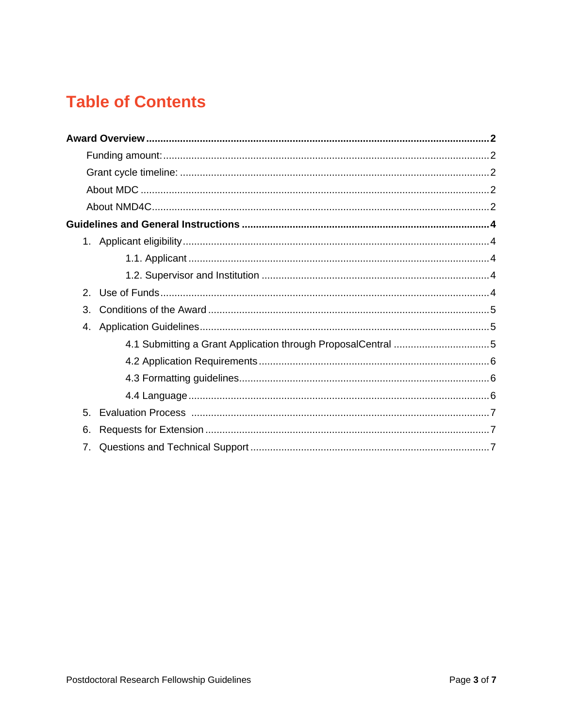# Table of Contents

**Award Overview** ..... **2**

- Funding amount: ..... 2
- Grant cycle timeline: ..... 2
- About MDC ..... 2
- About NMD4C ..... 2

**Guidelines and General Instructions** ..... **4**

1. Applicant eligibility ..... 4
    - 1.1. Applicant ..... 4
    - 1.2. Supervisor and Institution ..... 4
2. Use of Funds ..... 4
3. Conditions of the Award ..... 5
4. Application Guidelines ..... 5
    - 4.1 Submitting a Grant Application through ProposalCentral ..... 5
    - 4.2 Application Requirements ..... 6
    - 4.3 Formatting guidelines ..... 6
    - 4.4 Language ..... 6
5. Evaluation Process ..... 7
6. Requests for Extension ..... 7
7. Questions and Technical Support ..... 7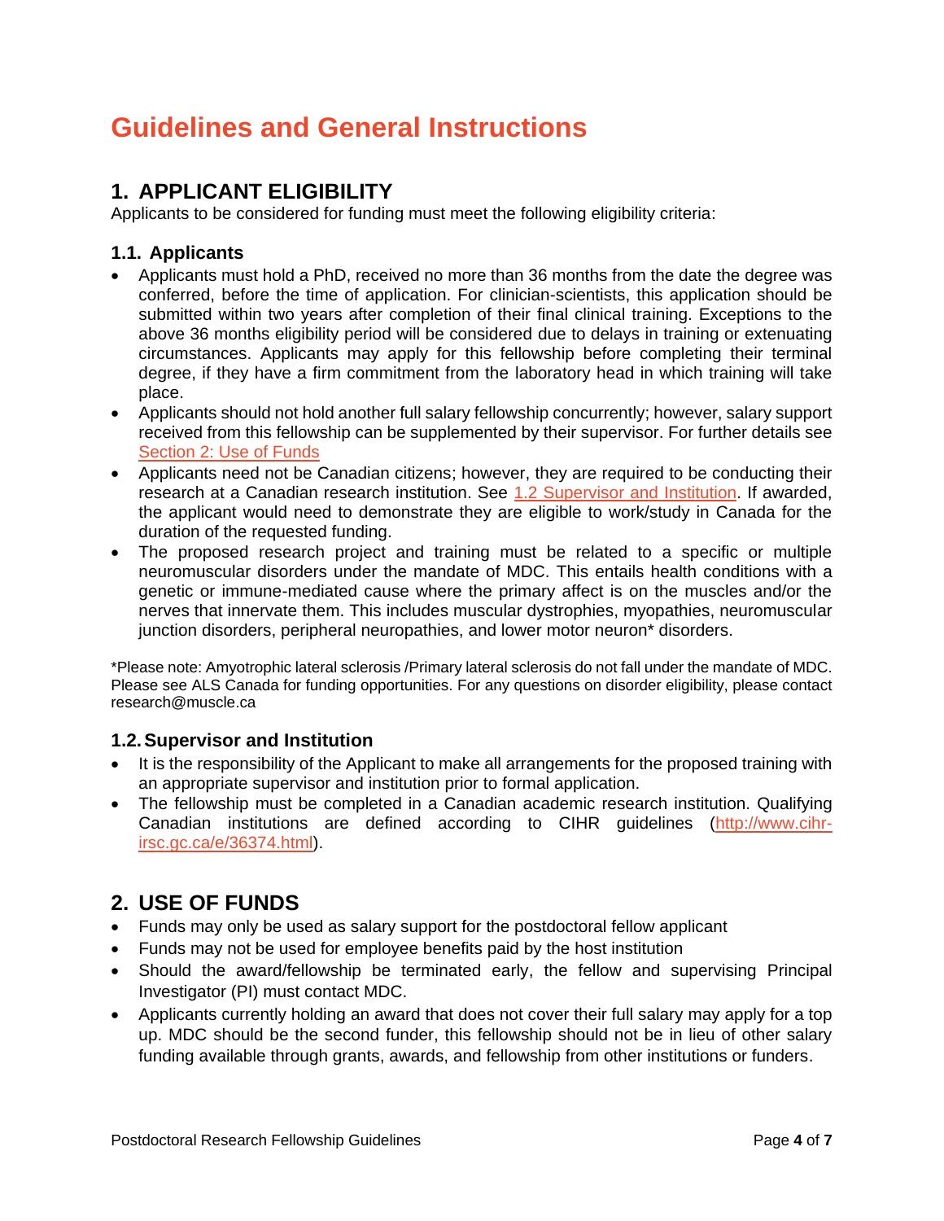# Guidelines and General Instructions

## 1. APPLICANT ELIGIBILITY

Applicants to be considered for funding must meet the following eligibility criteria:

### 1.1. Applicants

- Applicants must hold a PhD, received no more than 36 months from the date the degree was conferred, before the time of application. For clinician-scientists, this application should be submitted within two years after completion of their final clinical training. Exceptions to the above 36 months eligibility period will be considered due to delays in training or extenuating circumstances. Applicants may apply for this fellowship before completing their terminal degree, if they have a firm commitment from the laboratory head in which training will take place.
- Applicants should not hold another full salary fellowship concurrently; however, salary support received from this fellowship can be supplemented by their supervisor. For further details see Section 2: Use of Funds
- Applicants need not be Canadian citizens; however, they are required to be conducting their research at a Canadian research institution. See 1.2 Supervisor and Institution. If awarded, the applicant would need to demonstrate they are eligible to work/study in Canada for the duration of the requested funding.
- The proposed research project and training must be related to a specific or multiple neuromuscular disorders under the mandate of MDC. This entails health conditions with a genetic or immune-mediated cause where the primary affect is on the muscles and/or the nerves that innervate them. This includes muscular dystrophies, myopathies, neuromuscular junction disorders, peripheral neuropathies, and lower motor neuron* disorders.

*Please note: Amyotrophic lateral sclerosis /Primary lateral sclerosis do not fall under the mandate of MDC. Please see ALS Canada for funding opportunities. For any questions on disorder eligibility, please contact research@muscle.ca

### 1.2. Supervisor and Institution

- It is the responsibility of the Applicant to make all arrangements for the proposed training with an appropriate supervisor and institution prior to formal application.
- The fellowship must be completed in a Canadian academic research institution. Qualifying Canadian institutions are defined according to CIHR guidelines (http://www.cihr-irsc.gc.ca/e/36374.html).

## 2. USE OF FUNDS

- Funds may only be used as salary support for the postdoctoral fellow applicant
- Funds may not be used for employee benefits paid by the host institution
- Should the award/fellowship be terminated early, the fellow and supervising Principal Investigator (PI) must contact MDC.
- Applicants currently holding an award that does not cover their full salary may apply for a top up. MDC should be the second funder, this fellowship should not be in lieu of other salary funding available through grants, awards, and fellowship from other institutions or funders.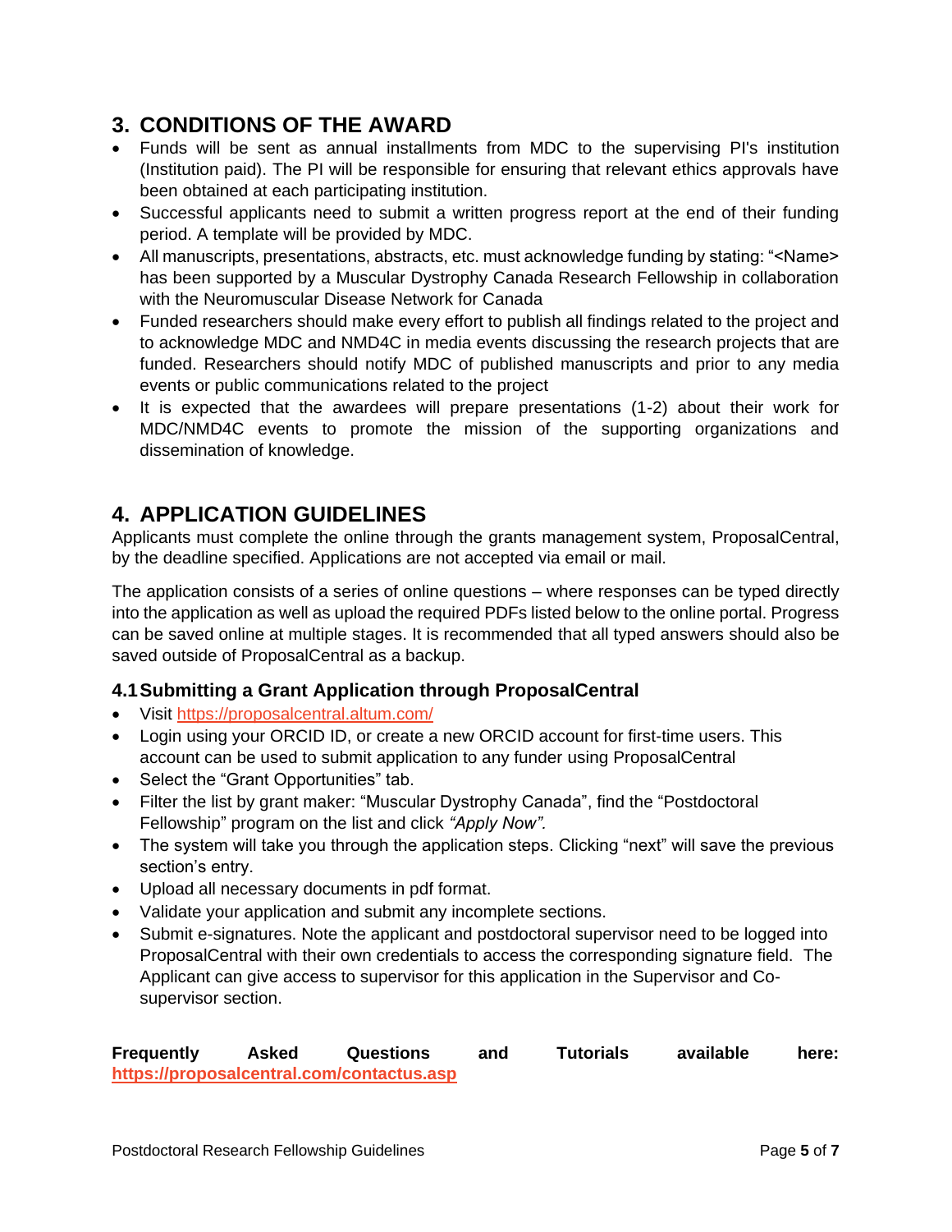## 3. CONDITIONS OF THE AWARD

- Funds will be sent as annual installments from MDC to the supervising PI's institution (Institution paid). The PI will be responsible for ensuring that relevant ethics approvals have been obtained at each participating institution.
- Successful applicants need to submit a written progress report at the end of their funding period. A template will be provided by MDC.
- All manuscripts, presentations, abstracts, etc. must acknowledge funding by stating: "<Name> has been supported by a Muscular Dystrophy Canada Research Fellowship in collaboration with the Neuromuscular Disease Network for Canada
- Funded researchers should make every effort to publish all findings related to the project and to acknowledge MDC and NMD4C in media events discussing the research projects that are funded. Researchers should notify MDC of published manuscripts and prior to any media events or public communications related to the project
- It is expected that the awardees will prepare presentations (1-2) about their work for MDC/NMD4C events to promote the mission of the supporting organizations and dissemination of knowledge.

## 4. APPLICATION GUIDELINES

Applicants must complete the online through the grants management system, ProposalCentral, by the deadline specified. Applications are not accepted via email or mail.

The application consists of a series of online questions – where responses can be typed directly into the application as well as upload the required PDFs listed below to the online portal. Progress can be saved online at multiple stages. It is recommended that all typed answers should also be saved outside of ProposalCentral as a backup.

### 4.1 Submitting a Grant Application through ProposalCentral

- Visit https://proposalcentral.altum.com/
- Login using your ORCID ID, or create a new ORCID account for first-time users. This account can be used to submit application to any funder using ProposalCentral
- Select the "Grant Opportunities" tab.
- Filter the list by grant maker: "Muscular Dystrophy Canada", find the "Postdoctoral Fellowship" program on the list and click *"Apply Now".*
- The system will take you through the application steps. Clicking "next" will save the previous section's entry.
- Upload all necessary documents in pdf format.
- Validate your application and submit any incomplete sections.
- Submit e-signatures. Note the applicant and postdoctoral supervisor need to be logged into ProposalCentral with their own credentials to access the corresponding signature field. The Applicant can give access to supervisor for this application in the Supervisor and Co-supervisor section.

**Frequently Asked Questions and Tutorials available here: https://proposalcentral.com/contactus.asp**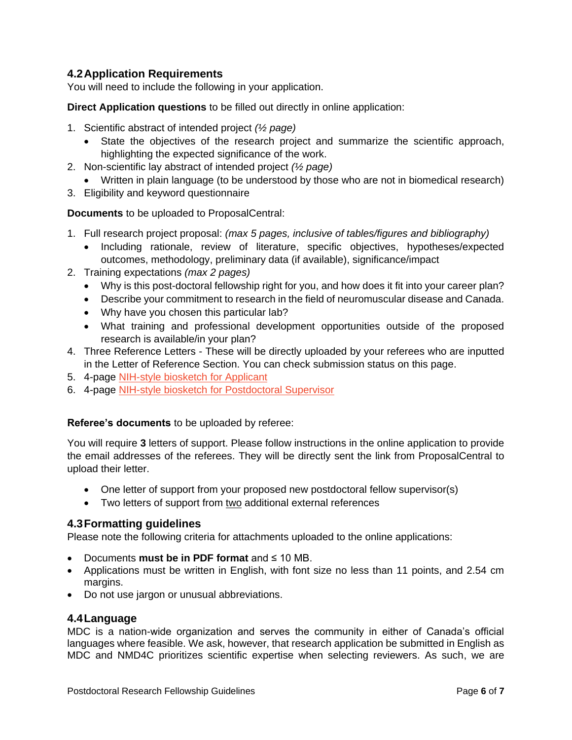## 4.2 Application Requirements

You will need to include the following in your application.

**Direct Application questions** to be filled out directly in online application:

1. Scientific abstract of intended project *(½ page)*
   - State the objectives of the research project and summarize the scientific approach, highlighting the expected significance of the work.
2. Non-scientific lay abstract of intended project *(½ page)*
   - Written in plain language (to be understood by those who are not in biomedical research)
3. Eligibility and keyword questionnaire

**Documents** to be uploaded to ProposalCentral:

1. Full research project proposal: *(max 5 pages, inclusive of tables/figures and bibliography)*
   - Including rationale, review of literature, specific objectives, hypotheses/expected outcomes, methodology, preliminary data (if available), significance/impact
2. Training expectations *(max 2 pages)*
   - Why is this post-doctoral fellowship right for you, and how does it fit into your career plan?
   - Describe your commitment to research in the field of neuromuscular disease and Canada.
   - Why have you chosen this particular lab?
   - What training and professional development opportunities outside of the proposed research is available/in your plan?
4. Three Reference Letters - These will be directly uploaded by your referees who are inputted in the Letter of Reference Section. You can check submission status on this page.
5. 4-page NIH-style biosketch for Applicant
6. 4-page NIH-style biosketch for Postdoctoral Supervisor

**Referee's documents** to be uploaded by referee:

You will require **3** letters of support. Please follow instructions in the online application to provide the email addresses of the referees. They will be directly sent the link from ProposalCentral to upload their letter.

- One letter of support from your proposed new postdoctoral fellow supervisor(s)
- Two letters of support from two additional external references

## 4.3 Formatting guidelines

Please note the following criteria for attachments uploaded to the online applications:

- Documents **must be in PDF format** and ≤ 10 MB.
- Applications must be written in English, with font size no less than 11 points, and 2.54 cm margins.
- Do not use jargon or unusual abbreviations.

## 4.4 Language

MDC is a nation-wide organization and serves the community in either of Canada's official languages where feasible. We ask, however, that research application be submitted in English as MDC and NMD4C prioritizes scientific expertise when selecting reviewers. As such, we are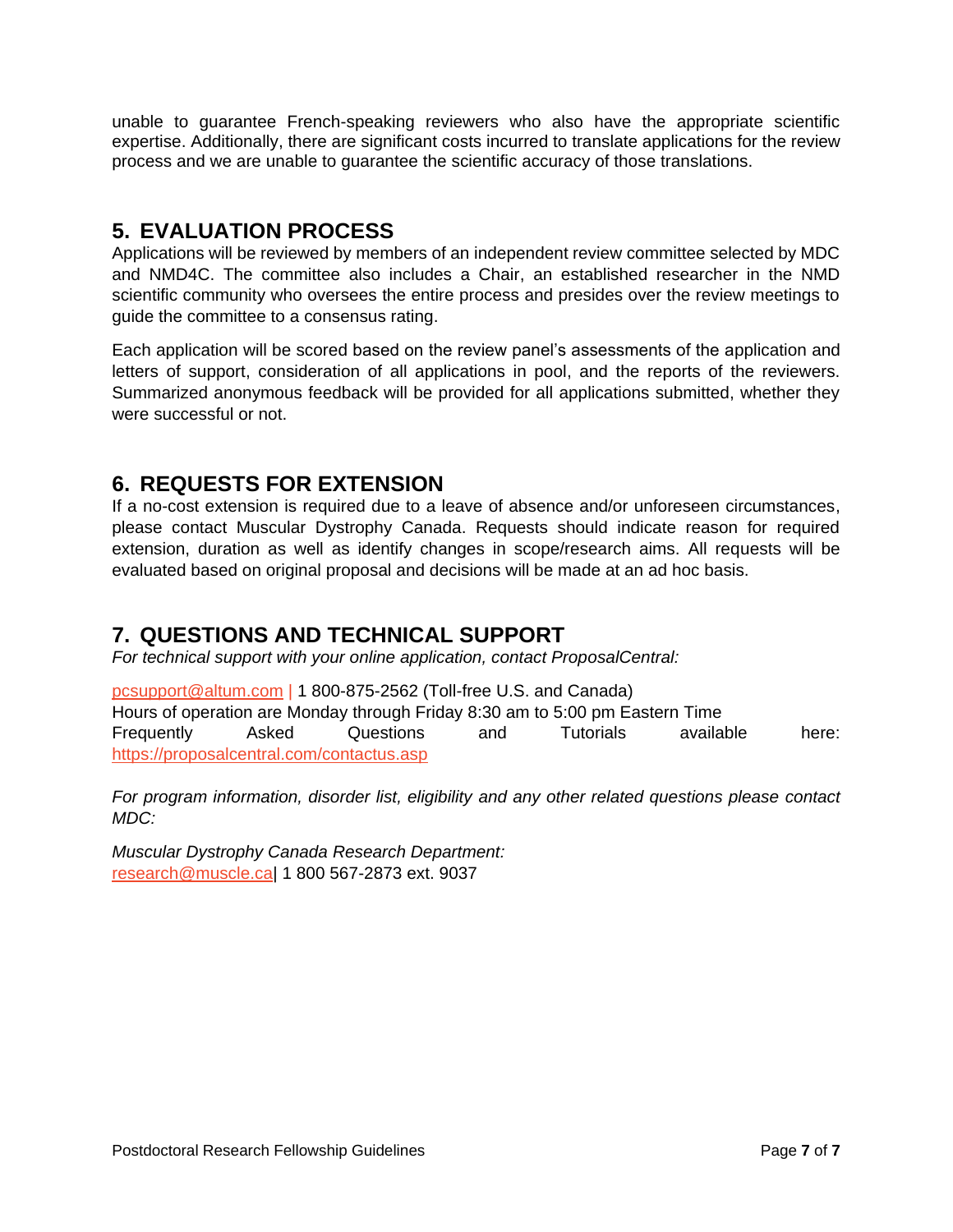unable to guarantee French-speaking reviewers who also have the appropriate scientific expertise. Additionally, there are significant costs incurred to translate applications for the review process and we are unable to guarantee the scientific accuracy of those translations.

## 5. EVALUATION PROCESS

Applications will be reviewed by members of an independent review committee selected by MDC and NMD4C. The committee also includes a Chair, an established researcher in the NMD scientific community who oversees the entire process and presides over the review meetings to guide the committee to a consensus rating.

Each application will be scored based on the review panel's assessments of the application and letters of support, consideration of all applications in pool, and the reports of the reviewers. Summarized anonymous feedback will be provided for all applications submitted, whether they were successful or not.

## 6. REQUESTS FOR EXTENSION

If a no-cost extension is required due to a leave of absence and/or unforeseen circumstances, please contact Muscular Dystrophy Canada. Requests should indicate reason for required extension, duration as well as identify changes in scope/research aims. All requests will be evaluated based on original proposal and decisions will be made at an ad hoc basis.

## 7. QUESTIONS AND TECHNICAL SUPPORT

*For technical support with your online application, contact ProposalCentral:*

pcsupport@altum.com | 1 800-875-2562 (Toll-free U.S. and Canada)
Hours of operation are Monday through Friday 8:30 am to 5:00 pm Eastern Time
Frequently Asked Questions and Tutorials available here: https://proposalcentral.com/contactus.asp

*For program information, disorder list, eligibility and any other related questions please contact MDC:*

*Muscular Dystrophy Canada Research Department:*
research@muscle.ca| 1 800 567-2873 ext. 9037